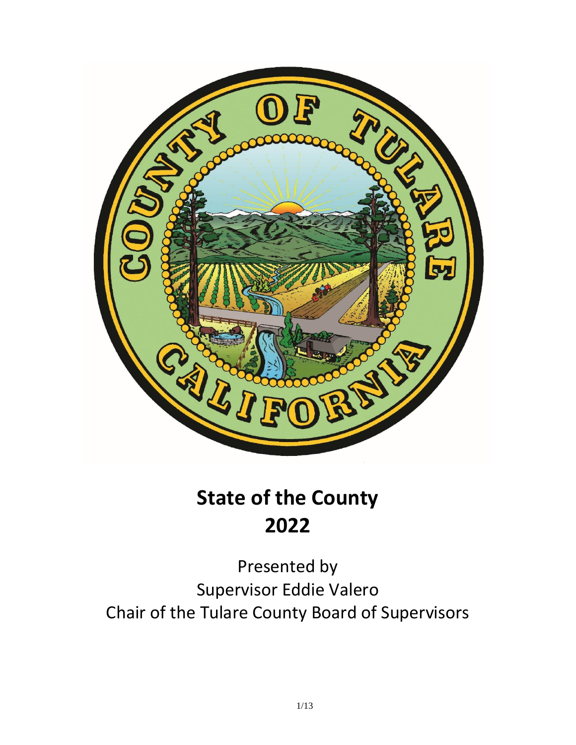# State of the County
# 2022

Presented by
Supervisor Eddie Valero
Chair of the Tulare County Board of Supervisors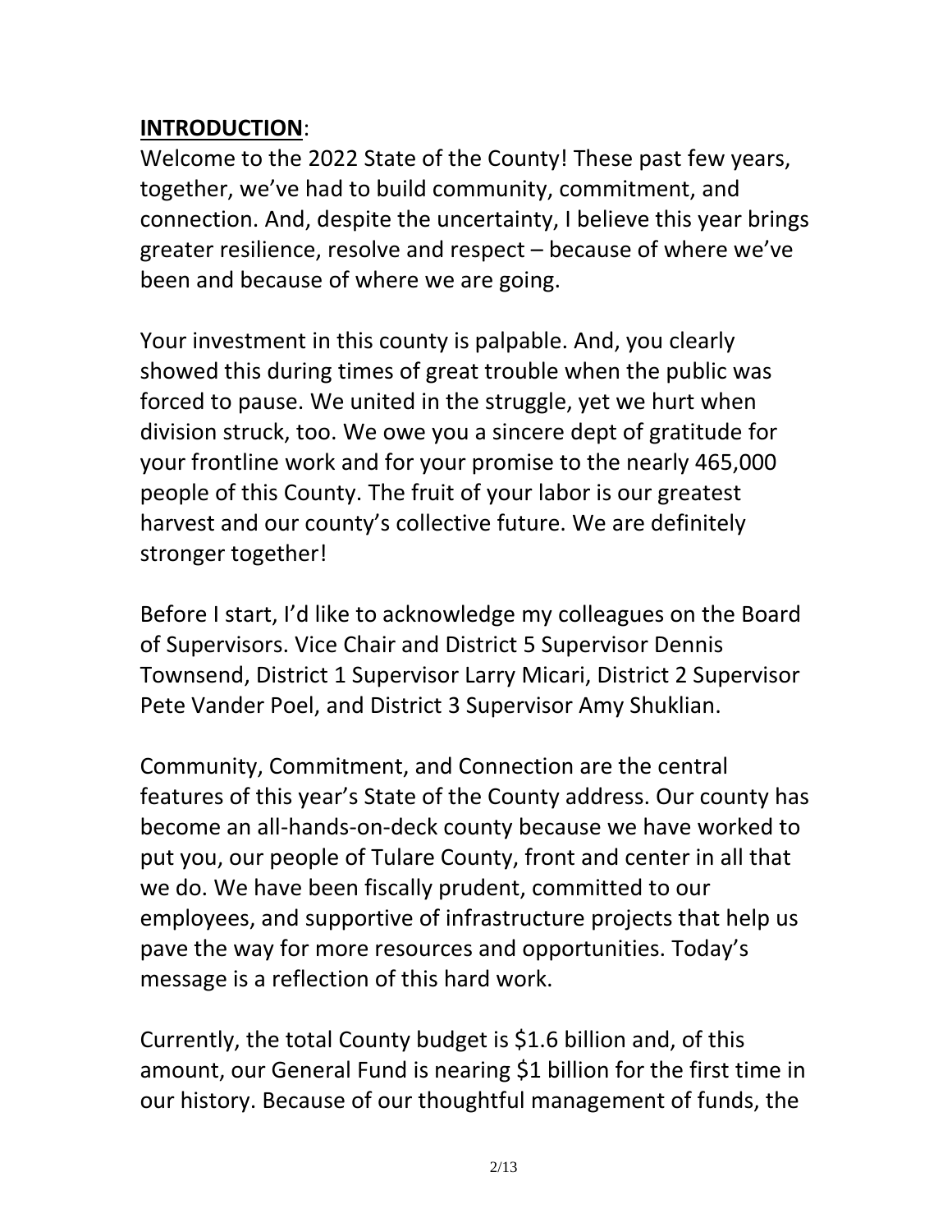**<u>INTRODUCTION</u>**:

Welcome to the 2022 State of the County! These past few years, together, we've had to build community, commitment, and connection. And, despite the uncertainty, I believe this year brings greater resilience, resolve and respect – because of where we've been and because of where we are going.

Your investment in this county is palpable. And, you clearly showed this during times of great trouble when the public was forced to pause. We united in the struggle, yet we hurt when division struck, too. We owe you a sincere dept of gratitude for your frontline work and for your promise to the nearly 465,000 people of this County. The fruit of your labor is our greatest harvest and our county's collective future. We are definitely stronger together!

Before I start, I'd like to acknowledge my colleagues on the Board of Supervisors. Vice Chair and District 5 Supervisor Dennis Townsend, District 1 Supervisor Larry Micari, District 2 Supervisor Pete Vander Poel, and District 3 Supervisor Amy Shuklian.

Community, Commitment, and Connection are the central features of this year's State of the County address. Our county has become an all-hands-on-deck county because we have worked to put you, our people of Tulare County, front and center in all that we do. We have been fiscally prudent, committed to our employees, and supportive of infrastructure projects that help us pave the way for more resources and opportunities. Today's message is a reflection of this hard work.

Currently, the total County budget is $1.6 billion and, of this amount, our General Fund is nearing $1 billion for the first time in our history. Because of our thoughtful management of funds, the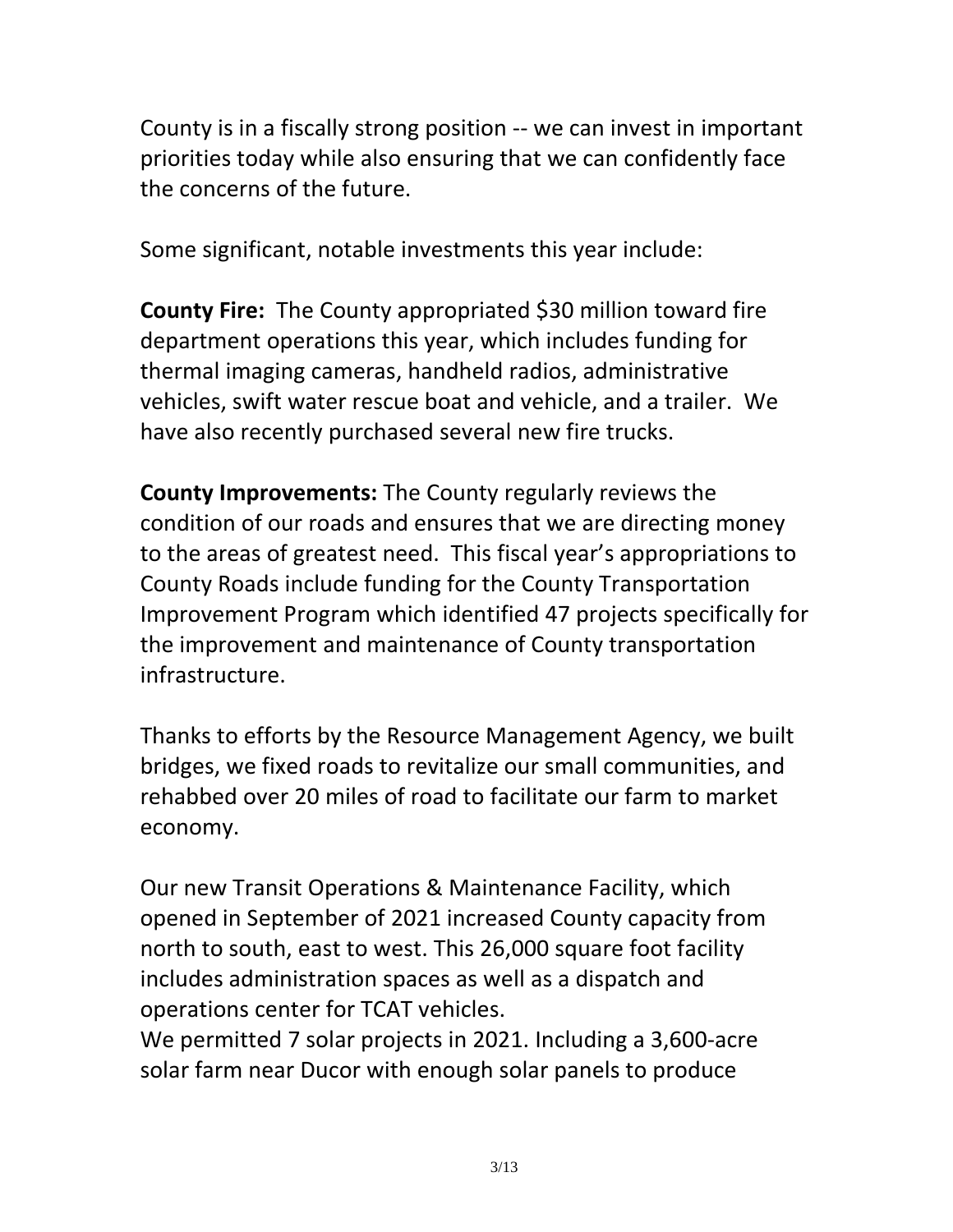County is in a fiscally strong position -- we can invest in important priorities today while also ensuring that we can confidently face the concerns of the future.

Some significant, notable investments this year include:

**County Fire:** The County appropriated $30 million toward fire department operations this year, which includes funding for thermal imaging cameras, handheld radios, administrative vehicles, swift water rescue boat and vehicle, and a trailer. We have also recently purchased several new fire trucks.

**County Improvements:** The County regularly reviews the condition of our roads and ensures that we are directing money to the areas of greatest need. This fiscal year's appropriations to County Roads include funding for the County Transportation Improvement Program which identified 47 projects specifically for the improvement and maintenance of County transportation infrastructure.

Thanks to efforts by the Resource Management Agency, we built bridges, we fixed roads to revitalize our small communities, and rehabbed over 20 miles of road to facilitate our farm to market economy.

Our new Transit Operations & Maintenance Facility, which opened in September of 2021 increased County capacity from north to south, east to west. This 26,000 square foot facility includes administration spaces as well as a dispatch and operations center for TCAT vehicles.
We permitted 7 solar projects in 2021. Including a 3,600-acre solar farm near Ducor with enough solar panels to produce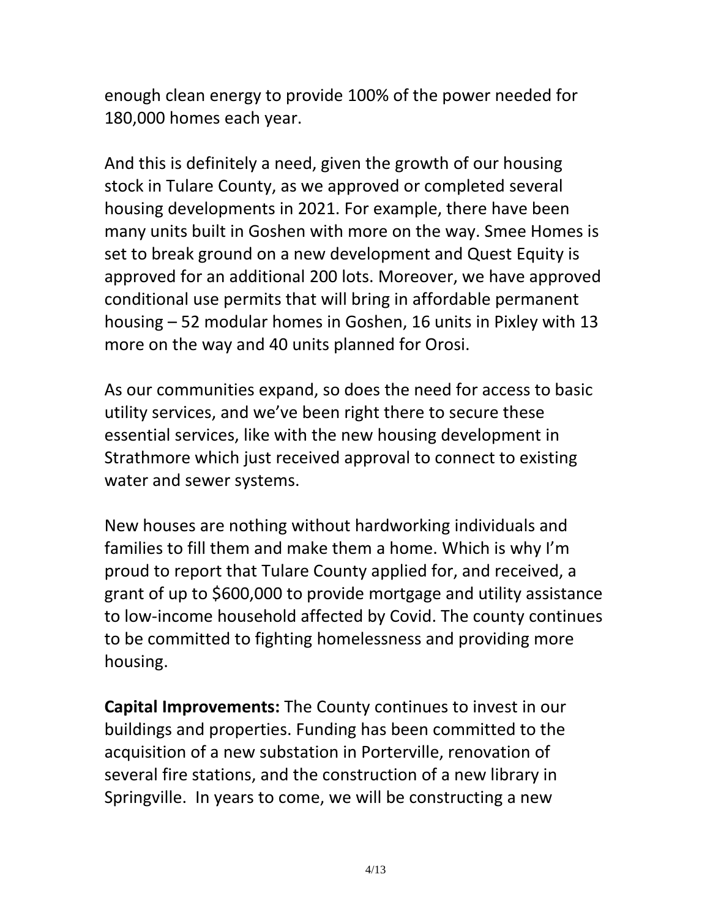enough clean energy to provide 100% of the power needed for 180,000 homes each year.

And this is definitely a need, given the growth of our housing stock in Tulare County, as we approved or completed several housing developments in 2021. For example, there have been many units built in Goshen with more on the way. Smee Homes is set to break ground on a new development and Quest Equity is approved for an additional 200 lots. Moreover, we have approved conditional use permits that will bring in affordable permanent housing – 52 modular homes in Goshen, 16 units in Pixley with 13 more on the way and 40 units planned for Orosi.

As our communities expand, so does the need for access to basic utility services, and we've been right there to secure these essential services, like with the new housing development in Strathmore which just received approval to connect to existing water and sewer systems.

New houses are nothing without hardworking individuals and families to fill them and make them a home. Which is why I'm proud to report that Tulare County applied for, and received, a grant of up to $600,000 to provide mortgage and utility assistance to low-income household affected by Covid. The county continues to be committed to fighting homelessness and providing more housing.

**Capital Improvements:** The County continues to invest in our buildings and properties. Funding has been committed to the acquisition of a new substation in Porterville, renovation of several fire stations, and the construction of a new library in Springville. In years to come, we will be constructing a new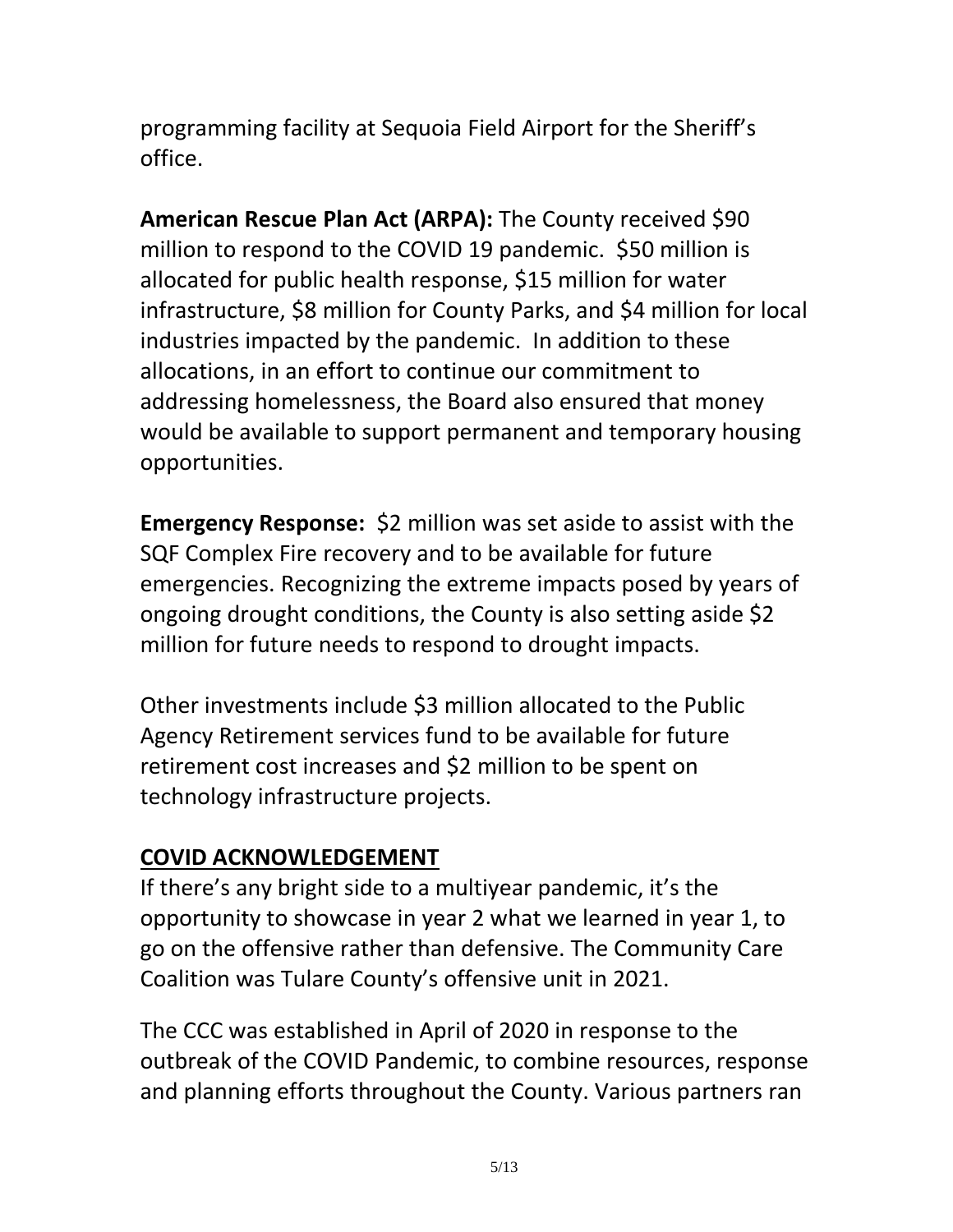programming facility at Sequoia Field Airport for the Sheriff's office.

**American Rescue Plan Act (ARPA):** The County received $90 million to respond to the COVID 19 pandemic. $50 million is allocated for public health response, $15 million for water infrastructure, $8 million for County Parks, and $4 million for local industries impacted by the pandemic. In addition to these allocations, in an effort to continue our commitment to addressing homelessness, the Board also ensured that money would be available to support permanent and temporary housing opportunities.

**Emergency Response:** $2 million was set aside to assist with the SQF Complex Fire recovery and to be available for future emergencies. Recognizing the extreme impacts posed by years of ongoing drought conditions, the County is also setting aside $2 million for future needs to respond to drought impacts.

Other investments include $3 million allocated to the Public Agency Retirement services fund to be available for future retirement cost increases and $2 million to be spent on technology infrastructure projects.

## COVID ACKNOWLEDGEMENT

If there's any bright side to a multiyear pandemic, it's the opportunity to showcase in year 2 what we learned in year 1, to go on the offensive rather than defensive. The Community Care Coalition was Tulare County's offensive unit in 2021.

The CCC was established in April of 2020 in response to the outbreak of the COVID Pandemic, to combine resources, response and planning efforts throughout the County. Various partners ran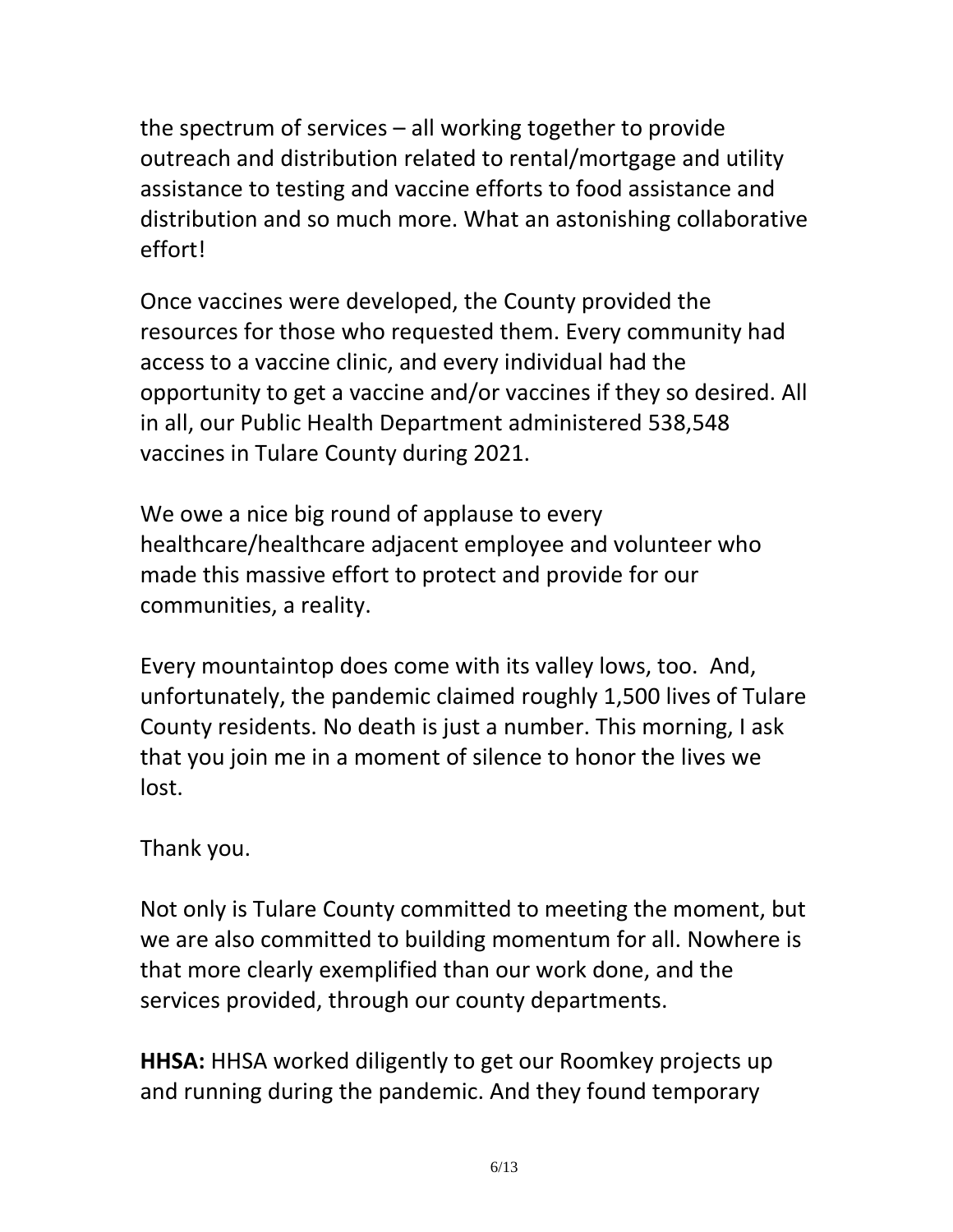the spectrum of services – all working together to provide outreach and distribution related to rental/mortgage and utility assistance to testing and vaccine efforts to food assistance and distribution and so much more. What an astonishing collaborative effort!

Once vaccines were developed, the County provided the resources for those who requested them. Every community had access to a vaccine clinic, and every individual had the opportunity to get a vaccine and/or vaccines if they so desired. All in all, our Public Health Department administered 538,548 vaccines in Tulare County during 2021.

We owe a nice big round of applause to every healthcare/healthcare adjacent employee and volunteer who made this massive effort to protect and provide for our communities, a reality.

Every mountaintop does come with its valley lows, too. And, unfortunately, the pandemic claimed roughly 1,500 lives of Tulare County residents. No death is just a number. This morning, I ask that you join me in a moment of silence to honor the lives we lost.

Thank you.

Not only is Tulare County committed to meeting the moment, but we are also committed to building momentum for all. Nowhere is that more clearly exemplified than our work done, and the services provided, through our county departments.

**HHSA:** HHSA worked diligently to get our Roomkey projects up and running during the pandemic. And they found temporary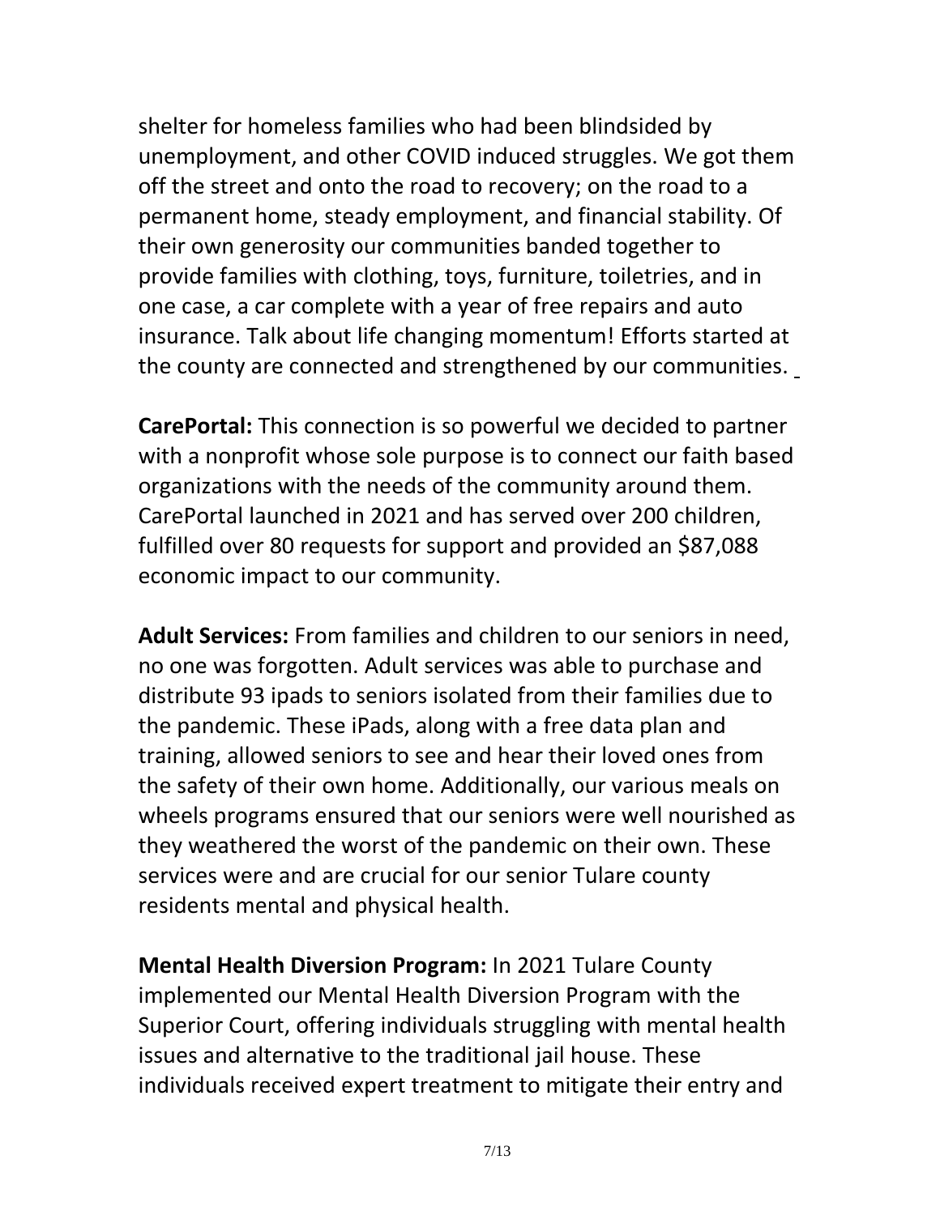shelter for homeless families who had been blindsided by unemployment, and other COVID induced struggles. We got them off the street and onto the road to recovery; on the road to a permanent home, steady employment, and financial stability. Of their own generosity our communities banded together to provide families with clothing, toys, furniture, toiletries, and in one case, a car complete with a year of free repairs and auto insurance. Talk about life changing momentum! Efforts started at the county are connected and strengthened by our communities.

**CarePortal:** This connection is so powerful we decided to partner with a nonprofit whose sole purpose is to connect our faith based organizations with the needs of the community around them. CarePortal launched in 2021 and has served over 200 children, fulfilled over 80 requests for support and provided an $87,088 economic impact to our community.

**Adult Services:** From families and children to our seniors in need, no one was forgotten. Adult services was able to purchase and distribute 93 ipads to seniors isolated from their families due to the pandemic. These iPads, along with a free data plan and training, allowed seniors to see and hear their loved ones from the safety of their own home. Additionally, our various meals on wheels programs ensured that our seniors were well nourished as they weathered the worst of the pandemic on their own. These services were and are crucial for our senior Tulare county residents mental and physical health.

**Mental Health Diversion Program:** In 2021 Tulare County implemented our Mental Health Diversion Program with the Superior Court, offering individuals struggling with mental health issues and alternative to the traditional jail house. These individuals received expert treatment to mitigate their entry and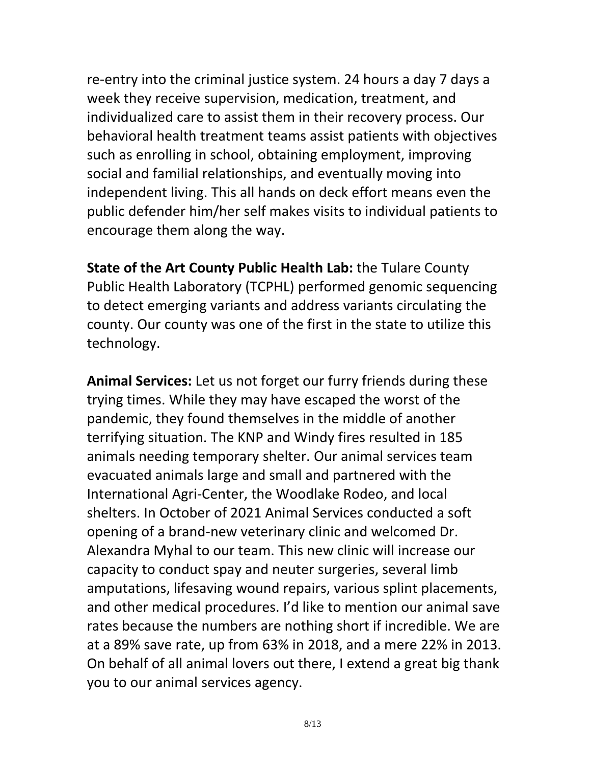re-entry into the criminal justice system. 24 hours a day 7 days a week they receive supervision, medication, treatment, and individualized care to assist them in their recovery process. Our behavioral health treatment teams assist patients with objectives such as enrolling in school, obtaining employment, improving social and familial relationships, and eventually moving into independent living. This all hands on deck effort means even the public defender him/her self makes visits to individual patients to encourage them along the way.

**State of the Art County Public Health Lab:** the Tulare County Public Health Laboratory (TCPHL) performed genomic sequencing to detect emerging variants and address variants circulating the county. Our county was one of the first in the state to utilize this technology.

**Animal Services:** Let us not forget our furry friends during these trying times. While they may have escaped the worst of the pandemic, they found themselves in the middle of another terrifying situation. The KNP and Windy fires resulted in 185 animals needing temporary shelter. Our animal services team evacuated animals large and small and partnered with the International Agri-Center, the Woodlake Rodeo, and local shelters. In October of 2021 Animal Services conducted a soft opening of a brand-new veterinary clinic and welcomed Dr. Alexandra Myhal to our team. This new clinic will increase our capacity to conduct spay and neuter surgeries, several limb amputations, lifesaving wound repairs, various splint placements, and other medical procedures. I'd like to mention our animal save rates because the numbers are nothing short if incredible. We are at a 89% save rate, up from 63% in 2018, and a mere 22% in 2013. On behalf of all animal lovers out there, I extend a great big thank you to our animal services agency.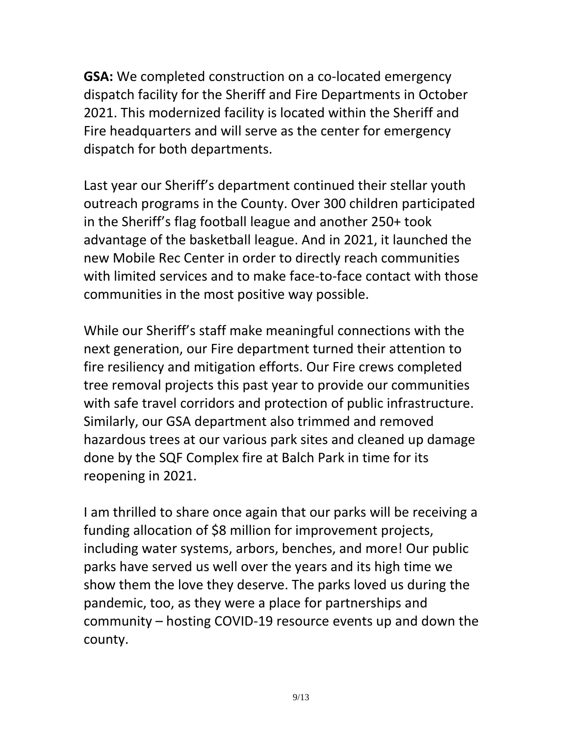**GSA:** We completed construction on a co-located emergency dispatch facility for the Sheriff and Fire Departments in October 2021. This modernized facility is located within the Sheriff and Fire headquarters and will serve as the center for emergency dispatch for both departments.

Last year our Sheriff's department continued their stellar youth outreach programs in the County. Over 300 children participated in the Sheriff's flag football league and another 250+ took advantage of the basketball league. And in 2021, it launched the new Mobile Rec Center in order to directly reach communities with limited services and to make face-to-face contact with those communities in the most positive way possible.

While our Sheriff's staff make meaningful connections with the next generation, our Fire department turned their attention to fire resiliency and mitigation efforts. Our Fire crews completed tree removal projects this past year to provide our communities with safe travel corridors and protection of public infrastructure. Similarly, our GSA department also trimmed and removed hazardous trees at our various park sites and cleaned up damage done by the SQF Complex fire at Balch Park in time for its reopening in 2021.

I am thrilled to share once again that our parks will be receiving a funding allocation of $8 million for improvement projects, including water systems, arbors, benches, and more! Our public parks have served us well over the years and its high time we show them the love they deserve. The parks loved us during the pandemic, too, as they were a place for partnerships and community – hosting COVID-19 resource events up and down the county.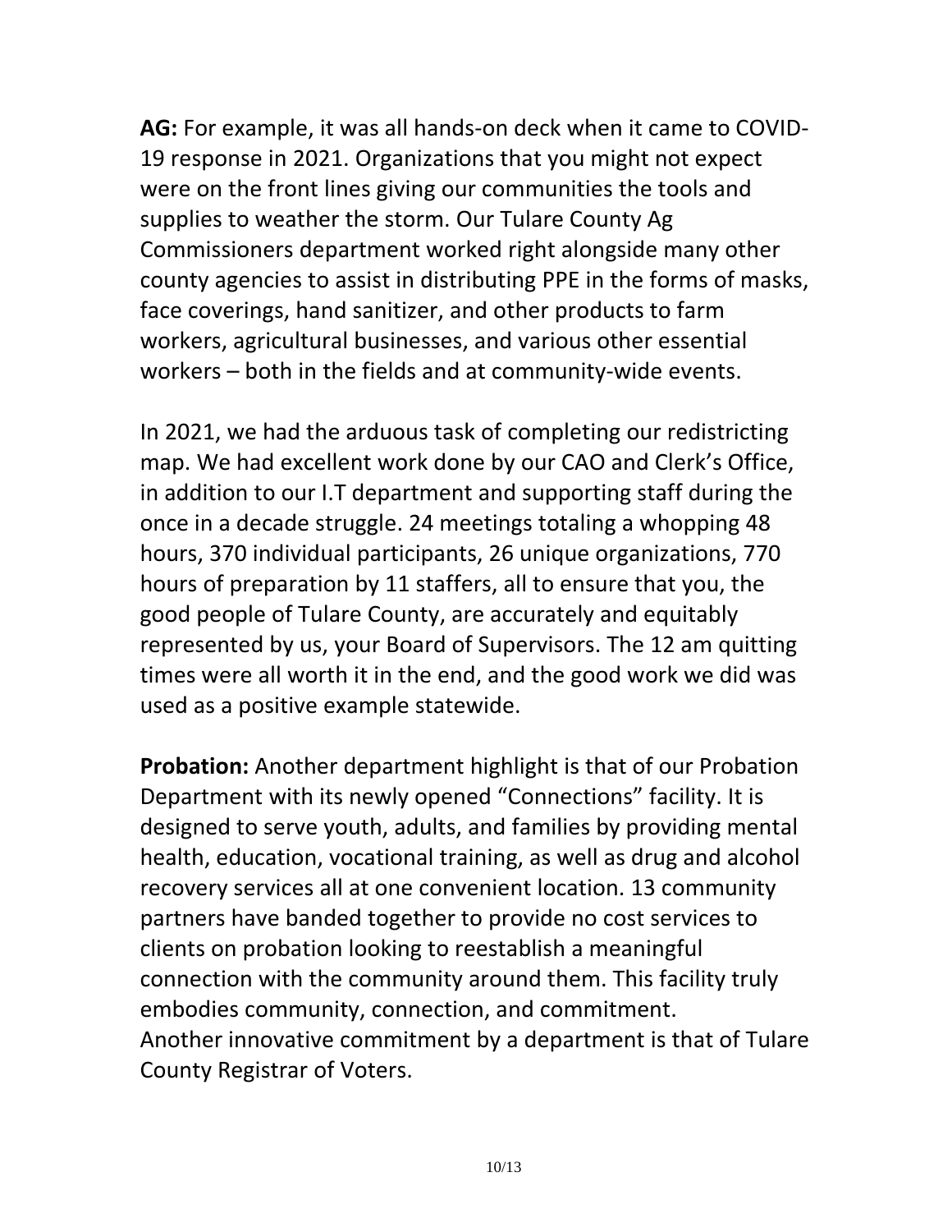**AG:** For example, it was all hands-on deck when it came to COVID-19 response in 2021. Organizations that you might not expect were on the front lines giving our communities the tools and supplies to weather the storm. Our Tulare County Ag Commissioners department worked right alongside many other county agencies to assist in distributing PPE in the forms of masks, face coverings, hand sanitizer, and other products to farm workers, agricultural businesses, and various other essential workers – both in the fields and at community-wide events.

In 2021, we had the arduous task of completing our redistricting map. We had excellent work done by our CAO and Clerk's Office, in addition to our I.T department and supporting staff during the once in a decade struggle. 24 meetings totaling a whopping 48 hours, 370 individual participants, 26 unique organizations, 770 hours of preparation by 11 staffers, all to ensure that you, the good people of Tulare County, are accurately and equitably represented by us, your Board of Supervisors. The 12 am quitting times were all worth it in the end, and the good work we did was used as a positive example statewide.

**Probation:** Another department highlight is that of our Probation Department with its newly opened "Connections" facility. It is designed to serve youth, adults, and families by providing mental health, education, vocational training, as well as drug and alcohol recovery services all at one convenient location. 13 community partners have banded together to provide no cost services to clients on probation looking to reestablish a meaningful connection with the community around them. This facility truly embodies community, connection, and commitment.
Another innovative commitment by a department is that of Tulare County Registrar of Voters.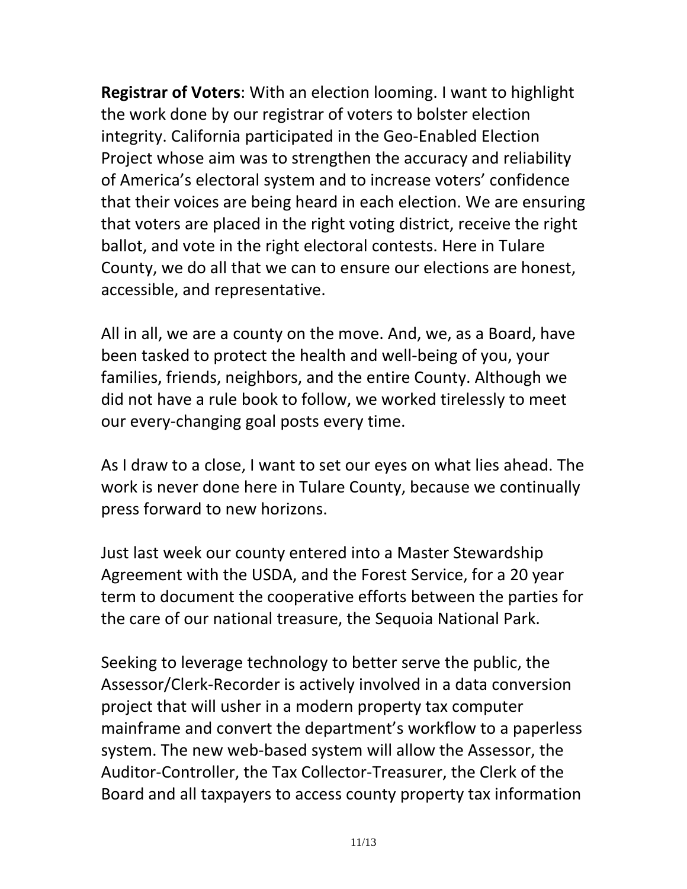**Registrar of Voters**: With an election looming. I want to highlight the work done by our registrar of voters to bolster election integrity. California participated in the Geo-Enabled Election Project whose aim was to strengthen the accuracy and reliability of America's electoral system and to increase voters' confidence that their voices are being heard in each election. We are ensuring that voters are placed in the right voting district, receive the right ballot, and vote in the right electoral contests. Here in Tulare County, we do all that we can to ensure our elections are honest, accessible, and representative.

All in all, we are a county on the move. And, we, as a Board, have been tasked to protect the health and well-being of you, your families, friends, neighbors, and the entire County. Although we did not have a rule book to follow, we worked tirelessly to meet our every-changing goal posts every time.

As I draw to a close, I want to set our eyes on what lies ahead. The work is never done here in Tulare County, because we continually press forward to new horizons.

Just last week our county entered into a Master Stewardship Agreement with the USDA, and the Forest Service, for a 20 year term to document the cooperative efforts between the parties for the care of our national treasure, the Sequoia National Park.

Seeking to leverage technology to better serve the public, the Assessor/Clerk-Recorder is actively involved in a data conversion project that will usher in a modern property tax computer mainframe and convert the department's workflow to a paperless system. The new web-based system will allow the Assessor, the Auditor-Controller, the Tax Collector-Treasurer, the Clerk of the Board and all taxpayers to access county property tax information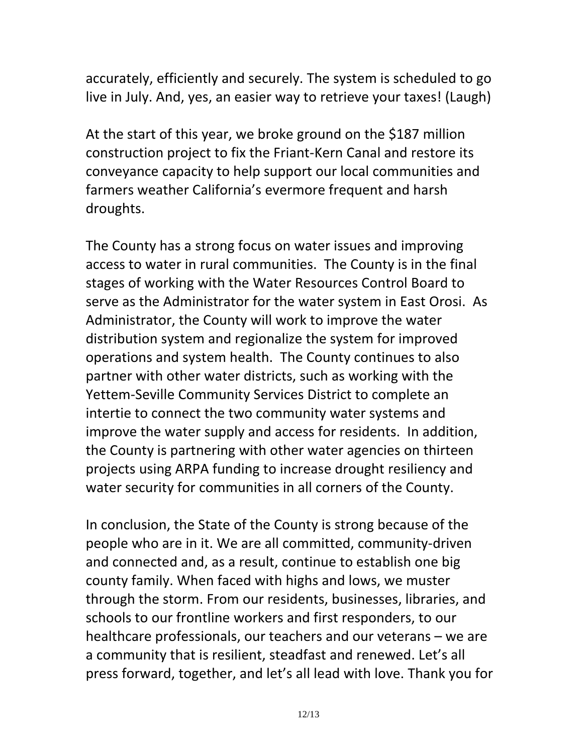accurately, efficiently and securely. The system is scheduled to go live in July. And, yes, an easier way to retrieve your taxes! (Laugh)

At the start of this year, we broke ground on the $187 million construction project to fix the Friant-Kern Canal and restore its conveyance capacity to help support our local communities and farmers weather California's evermore frequent and harsh droughts.

The County has a strong focus on water issues and improving access to water in rural communities. The County is in the final stages of working with the Water Resources Control Board to serve as the Administrator for the water system in East Orosi. As Administrator, the County will work to improve the water distribution system and regionalize the system for improved operations and system health. The County continues to also partner with other water districts, such as working with the Yettem-Seville Community Services District to complete an intertie to connect the two community water systems and improve the water supply and access for residents. In addition, the County is partnering with other water agencies on thirteen projects using ARPA funding to increase drought resiliency and water security for communities in all corners of the County.

In conclusion, the State of the County is strong because of the people who are in it. We are all committed, community-driven and connected and, as a result, continue to establish one big county family. When faced with highs and lows, we muster through the storm. From our residents, businesses, libraries, and schools to our frontline workers and first responders, to our healthcare professionals, our teachers and our veterans – we are a community that is resilient, steadfast and renewed. Let's all press forward, together, and let's all lead with love. Thank you for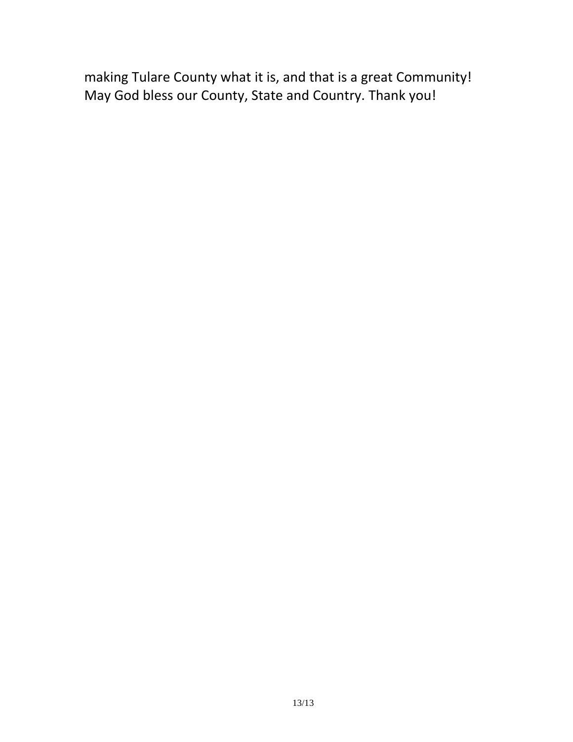making Tulare County what it is, and that is a great Community! May God bless our County, State and Country. Thank you!